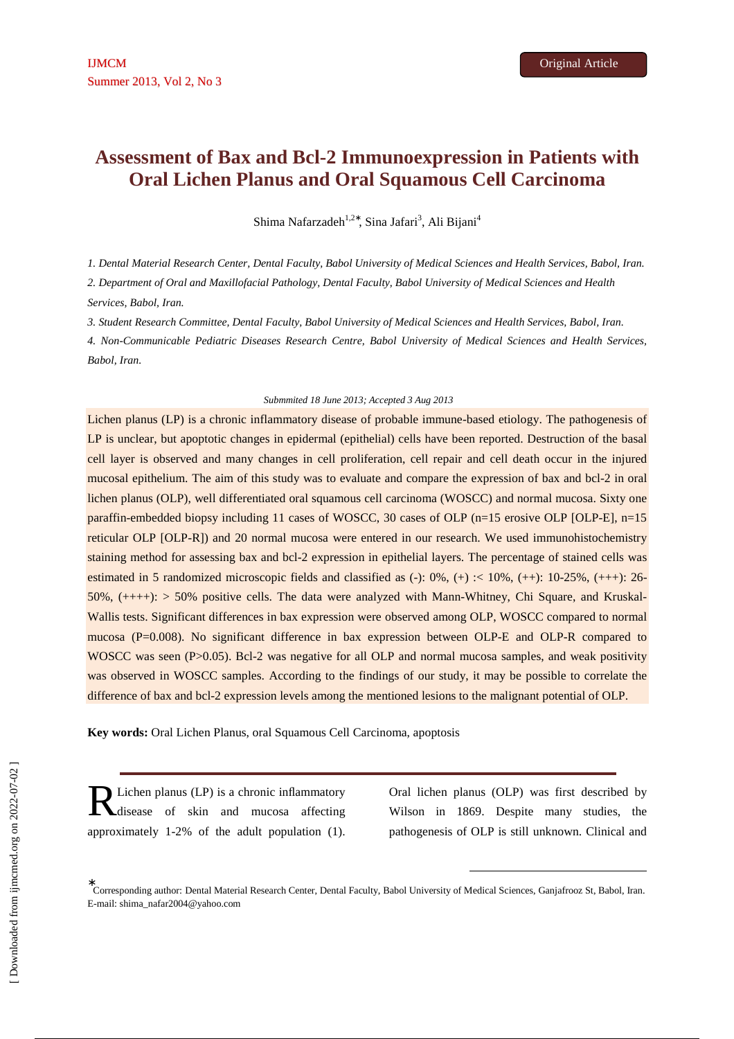Original Article

# Assessment of Bax and Bcl-2 Immunoexpression in Patients with Oral Lichen Planus and Oral Squamous Cell Carcinoma

Shima Nafarzadeh[1,2]*, Sina Jafari[3], Ali Bijani[4]

*1. Dental Material Research Center, Dental Faculty, Babol University of Medical Sciences and Health Services, Babol, Iran.*

*2. Department of Oral and Maxillofacial Pathology, Dental Faculty, Babol University of Medical Sciences and Health Services, Babol, Iran.*

*3. Student Research Committee, Dental Faculty, Babol University of Medical Sciences and Health Services, Babol, Iran.*

*4. Non-Communicable Pediatric Diseases Research Centre, Babol University of Medical Sciences and Health Services, Babol, Iran.*

*Submmited 18 June 2013; Accepted 3 Aug 2013*

Lichen planus (LP) is a chronic inflammatory disease of probable immune-based etiology. The pathogenesis of LP is unclear, but apoptotic changes in epidermal (epithelial) cells have been reported. Destruction of the basal cell layer is observed and many changes in cell proliferation, cell repair and cell death occur in the injured mucosal epithelium. The aim of this study was to evaluate and compare the expression of bax and bcl-2 in oral lichen planus (OLP), well differentiated oral squamous cell carcinoma (WOSCC) and normal mucosa. Sixty one paraffin-embedded biopsy including 11 cases of WOSCC, 30 cases of OLP (n=15 erosive OLP [OLP-E], n=15 reticular OLP [OLP-R]) and 20 normal mucosa were entered in our research. We used immunohistochemistry staining method for assessing bax and bcl-2 expression in epithelial layers. The percentage of stained cells was estimated in 5 randomized microscopic fields and classified as (-): 0%, (+) :< 10%, (++): 10-25%, (+++): 26-50%, (++++): > 50% positive cells. The data were analyzed with Mann-Whitney, Chi Square, and Kruskal-Wallis tests. Significant differences in bax expression were observed among OLP, WOSCC compared to normal mucosa (P=0.008). No significant difference in bax expression between OLP-E and OLP-R compared to WOSCC was seen (P>0.05). Bcl-2 was negative for all OLP and normal mucosa samples, and weak positivity was observed in WOSCC samples. According to the findings of our study, it may be possible to correlate the difference of bax and bcl-2 expression levels among the mentioned lesions to the malignant potential of OLP.

**Key words:** Oral Lichen Planus, oral Squamous Cell Carcinoma, apoptosis

Lichen planus (LP) is a chronic inflammatory disease of skin and mucosa affecting approximately 1-2% of the adult population (1). Oral lichen planus (OLP) was first described by Wilson in 1869. Despite many studies, the pathogenesis of OLP is still unknown. Clinical and

*Corresponding author: Dental Material Research Center, Dental Faculty, Babol University of Medical Sciences, Ganjafrooz St, Babol, Iran. E-mail: shima_nafar2004@yahoo.com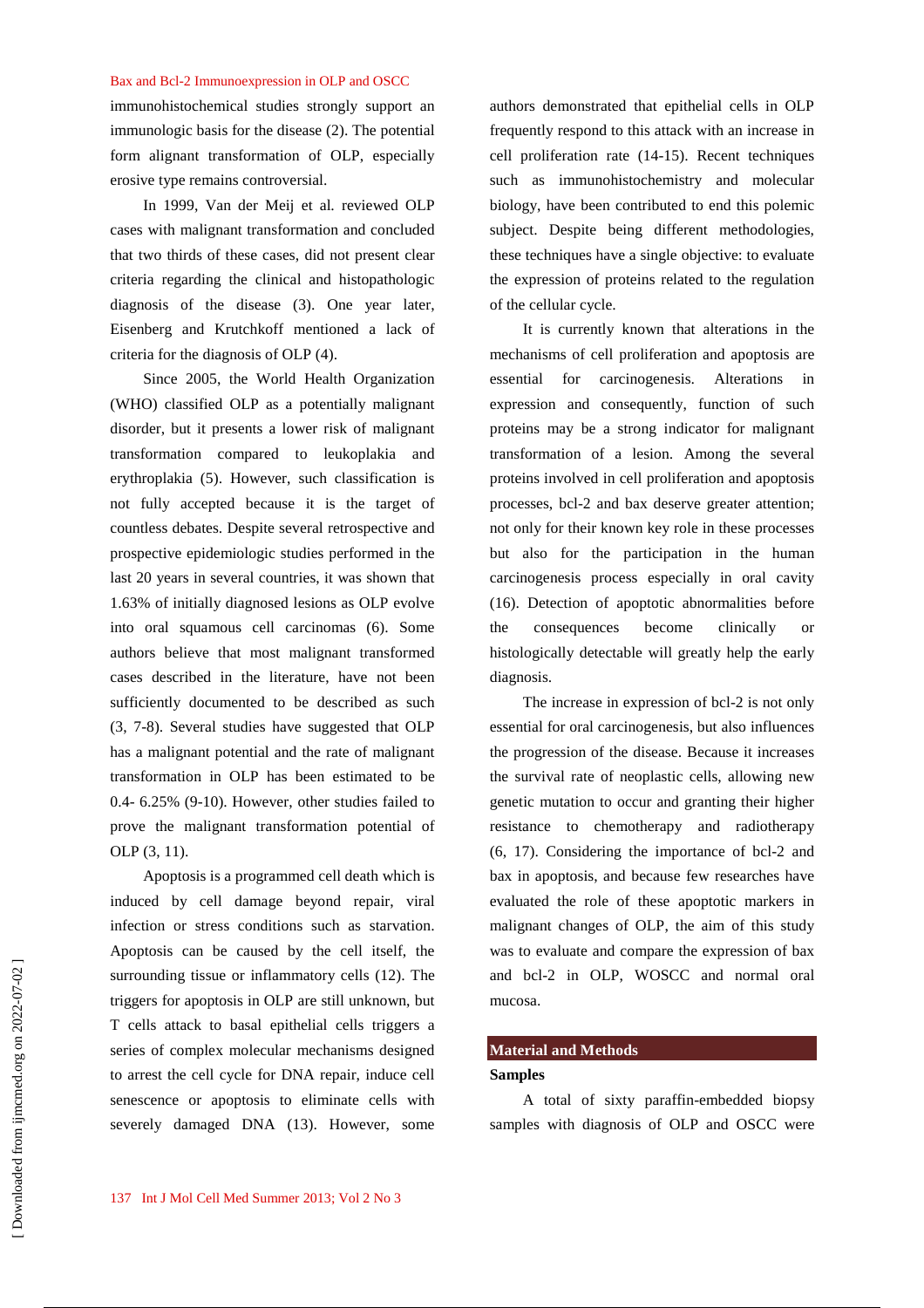immunohistochemical studies strongly support an immunologic basis for the disease (2). The potential form alignant transformation of OLP, especially erosive type remains controversial.

In 1999, Van der Meij et al. reviewed OLP cases with malignant transformation and concluded that two thirds of these cases, did not present clear criteria regarding the clinical and histopathologic diagnosis of the disease (3). One year later, Eisenberg and Krutchkoff mentioned a lack of criteria for the diagnosis of OLP (4).

Since 2005, the World Health Organization (WHO) classified OLP as a potentially malignant disorder, but it presents a lower risk of malignant transformation compared to leukoplakia and erythroplakia (5). However, such classification is not fully accepted because it is the target of countless debates. Despite several retrospective and prospective epidemiologic studies performed in the last 20 years in several countries, it was shown that 1.63% of initially diagnosed lesions as OLP evolve into oral squamous cell carcinomas (6). Some authors believe that most malignant transformed cases described in the literature, have not been sufficiently documented to be described as such (3, 7-8). Several studies have suggested that OLP has a malignant potential and the rate of malignant transformation in OLP has been estimated to be 0.4- 6.25% (9-10). However, other studies failed to prove the malignant transformation potential of OLP (3, 11).

Apoptosis is a programmed cell death which is induced by cell damage beyond repair, viral infection or stress conditions such as starvation. Apoptosis can be caused by the cell itself, the surrounding tissue or inflammatory cells (12). The triggers for apoptosis in OLP are still unknown, but T cells attack to basal epithelial cells triggers a series of complex molecular mechanisms designed to arrest the cell cycle for DNA repair, induce cell senescence or apoptosis to eliminate cells with severely damaged DNA (13). However, some authors demonstrated that epithelial cells in OLP frequently respond to this attack with an increase in cell proliferation rate (14-15). Recent techniques such as immunohistochemistry and molecular biology, have been contributed to end this polemic subject. Despite being different methodologies, these techniques have a single objective: to evaluate the expression of proteins related to the regulation of the cellular cycle.

It is currently known that alterations in the mechanisms of cell proliferation and apoptosis are essential for carcinogenesis. Alterations in expression and consequently, function of such proteins may be a strong indicator for malignant transformation of a lesion. Among the several proteins involved in cell proliferation and apoptosis processes, bcl-2 and bax deserve greater attention; not only for their known key role in these processes but also for the participation in the human carcinogenesis process especially in oral cavity (16). Detection of apoptotic abnormalities before the consequences become clinically or histologically detectable will greatly help the early diagnosis.

The increase in expression of bcl-2 is not only essential for oral carcinogenesis, but also influences the progression of the disease. Because it increases the survival rate of neoplastic cells, allowing new genetic mutation to occur and granting their higher resistance to chemotherapy and radiotherapy (6, 17). Considering the importance of bcl-2 and bax in apoptosis, and because few researches have evaluated the role of these apoptotic markers in malignant changes of OLP, the aim of this study was to evaluate and compare the expression of bax and bcl-2 in OLP, WOSCC and normal oral mucosa.

## Material and Methods

### Samples

A total of sixty paraffin-embedded biopsy samples with diagnosis of OLP and OSCC were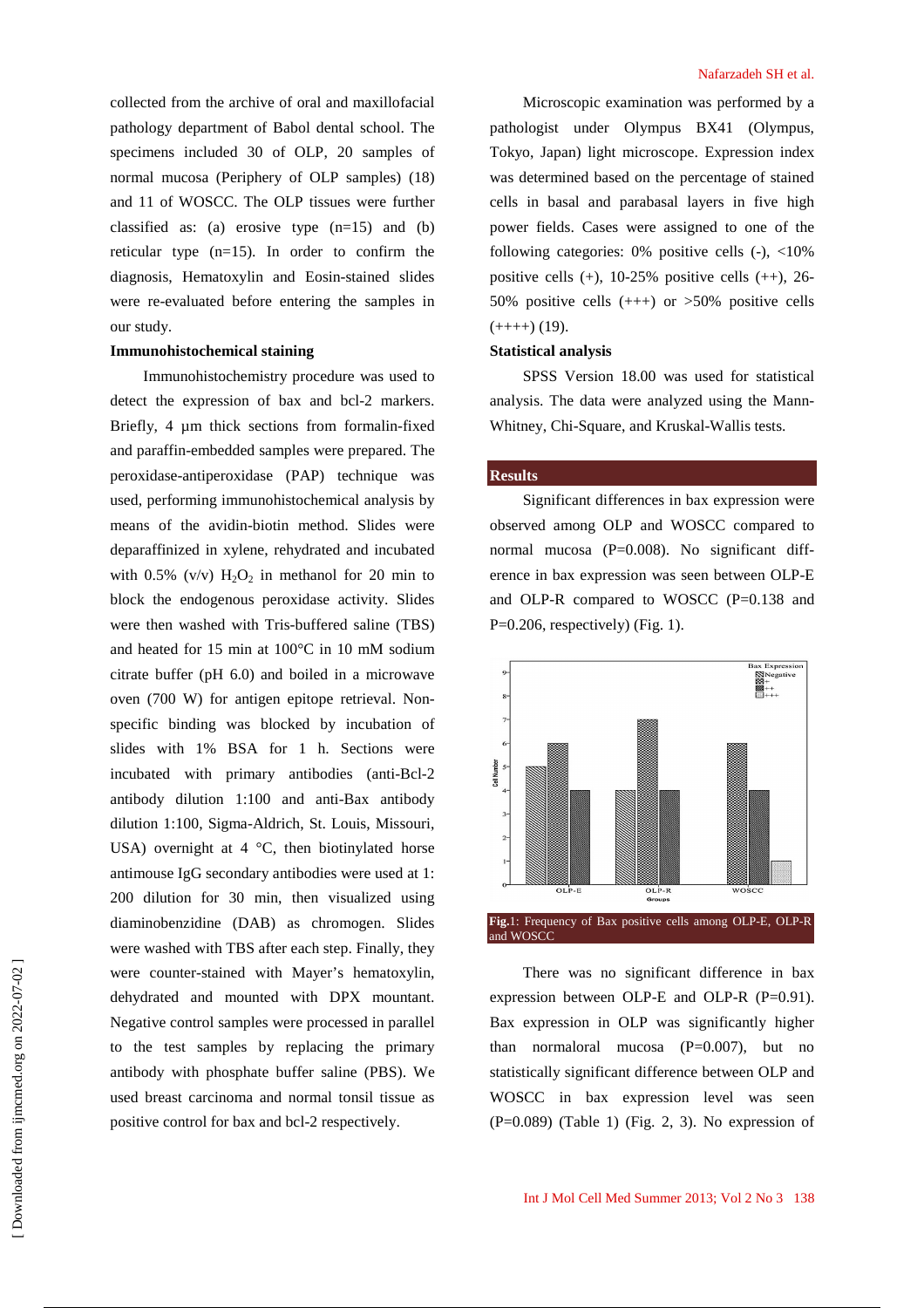collected from the archive of oral and maxillofacial pathology department of Babol dental school. The specimens included 30 of OLP, 20 samples of normal mucosa (Periphery of OLP samples) (18) and 11 of WOSCC. The OLP tissues were further classified as: (a) erosive type (n=15) and (b) reticular type (n=15). In order to confirm the diagnosis, Hematoxylin and Eosin-stained slides were re-evaluated before entering the samples in our study.

**Immunohistochemical staining**

Immunohistochemistry procedure was used to detect the expression of bax and bcl-2 markers. Briefly, 4 µm thick sections from formalin-fixed and paraffin-embedded samples were prepared. The peroxidase-antiperoxidase (PAP) technique was used, performing immunohistochemical analysis by means of the avidin-biotin method. Slides were deparaffinized in xylene, rehydrated and incubated with 0.5% (v/v) $H_2O_2$ in methanol for 20 min to block the endogenous peroxidase activity. Slides were then washed with Tris-buffered saline (TBS) and heated for 15 min at 100°C in 10 mM sodium citrate buffer (pH 6.0) and boiled in a microwave oven (700 W) for antigen epitope retrieval. Non-specific binding was blocked by incubation of slides with 1% BSA for 1 h. Sections were incubated with primary antibodies (anti-Bcl-2 antibody dilution 1:100 and anti-Bax antibody dilution 1:100, Sigma-Aldrich, St. Louis, Missouri, USA) overnight at 4 °C, then biotinylated horse antimouse IgG secondary antibodies were used at 1: 200 dilution for 30 min, then visualized using diaminobenzidine (DAB) as chromogen. Slides were washed with TBS after each step. Finally, they were counter-stained with Mayer's hematoxylin, dehydrated and mounted with DPX mountant. Negative control samples were processed in parallel to the test samples by replacing the primary antibody with phosphate buffer saline (PBS). We used breast carcinoma and normal tonsil tissue as positive control for bax and bcl-2 respectively.

Microscopic examination was performed by a pathologist under Olympus BX41 (Olympus, Tokyo, Japan) light microscope. Expression index was determined based on the percentage of stained cells in basal and parabasal layers in five high power fields. Cases were assigned to one of the following categories: 0% positive cells (-), <10% positive cells (+), 10-25% positive cells (++), 26-50% positive cells (+++) or >50% positive cells (++++) (19).

**Statistical analysis**

SPSS Version 18.00 was used for statistical analysis. The data were analyzed using the Mann-Whitney, Chi-Square, and Kruskal-Wallis tests.

## Results

Significant differences in bax expression were observed among OLP and WOSCC compared to normal mucosa (P=0.008). No significant difference in bax expression was seen between OLP-E and OLP-R compared to WOSCC (P=0.138 and P=0.206, respectively) (Fig. 1).

**Fig.1**: Frequency of Bax positive cells among OLP-E, OLP-R and WOSCC

There was no significant difference in bax expression between OLP-E and OLP-R (P=0.91). Bax expression in OLP was significantly higher than normaloral mucosa (P=0.007), but no statistically significant difference between OLP and WOSCC in bax expression level was seen (P=0.089) (Table 1) (Fig. 2, 3). No expression of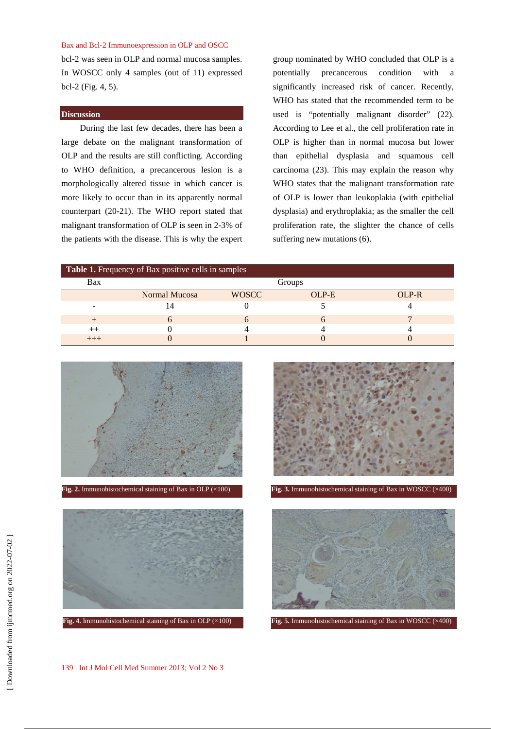bcl-2 was seen in OLP and normal mucosa samples. In WOSCC only 4 samples (out of 11) expressed bcl-2 (Fig. 4, 5).

## Discussion

During the last few decades, there has been a large debate on the malignant transformation of OLP and the results are still conflicting. According to WHO definition, a precancerous lesion is a morphologically altered tissue in which cancer is more likely to occur than in its apparently normal counterpart (20-21). The WHO report stated that malignant transformation of OLP is seen in 2-3% of the patients with the disease. This is why the expert group nominated by WHO concluded that OLP is a potentially precancerous condition with a significantly increased risk of cancer. Recently, WHO has stated that the recommended term to be used is "potentially malignant disorder" (22). According to Lee et al., the cell proliferation rate in OLP is higher than in normal mucosa but lower than epithelial dysplasia and squamous cell carcinoma (23). This may explain the reason why WHO states that the malignant transformation rate of OLP is lower than leukoplakia (with epithelial dysplasia) and erythroplakia; as the smaller the cell proliferation rate, the slighter the chance of cells suffering new mutations (6).

**Table 1.** Frequency of Bax positive cells in samples

| Bax | Groups | | | |
|---|---|---|---|---|
| | Normal Mucosa | WOSCC | OLP-E | OLP-R |
| - | 14 | 0 | 5 | 4 |
| + | 6 | 6 | 6 | 7 |
| ++ | 0 | 4 | 4 | 4 |
| +++ | 0 | 1 | 0 | 0 |

**Fig. 2.** Immunohistochemical staining of Bax in OLP (×100)

**Fig. 3.** Immunohistochemical staining of Bax in WOSCC (×400)

**Fig. 4.** Immunohistochemical staining of Bax in OLP (×100)

**Fig. 5.** Immunohistochemical staining of Bax in WOSCC (×400)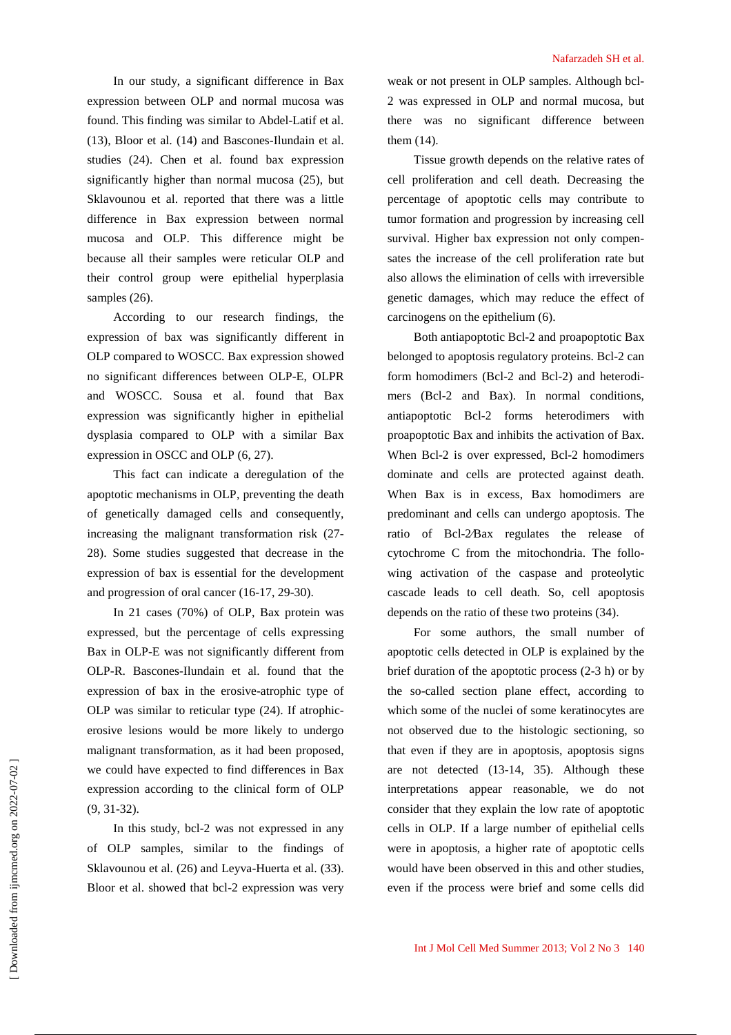In our study, a significant difference in Bax expression between OLP and normal mucosa was found. This finding was similar to Abdel-Latif et al. (13), Bloor et al. (14) and Bascones-Ilundain et al. studies (24). Chen et al. found bax expression significantly higher than normal mucosa (25), but Sklavounou et al. reported that there was a little difference in Bax expression between normal mucosa and OLP. This difference might be because all their samples were reticular OLP and their control group were epithelial hyperplasia samples (26).

According to our research findings, the expression of bax was significantly different in OLP compared to WOSCC. Bax expression showed no significant differences between OLP-E, OLPR and WOSCC. Sousa et al. found that Bax expression was significantly higher in epithelial dysplasia compared to OLP with a similar Bax expression in OSCC and OLP (6, 27).

This fact can indicate a deregulation of the apoptotic mechanisms in OLP, preventing the death of genetically damaged cells and consequently, increasing the malignant transformation risk (27-28). Some studies suggested that decrease in the expression of bax is essential for the development and progression of oral cancer (16-17, 29-30).

In 21 cases (70%) of OLP, Bax protein was expressed, but the percentage of cells expressing Bax in OLP-E was not significantly different from OLP-R. Bascones-Ilundain et al. found that the expression of bax in the erosive-atrophic type of OLP was similar to reticular type (24). If atrophic-erosive lesions would be more likely to undergo malignant transformation, as it had been proposed, we could have expected to find differences in Bax expression according to the clinical form of OLP (9, 31-32).

In this study, bcl-2 was not expressed in any of OLP samples, similar to the findings of Sklavounou et al. (26) and Leyva-Huerta et al. (33). Bloor et al. showed that bcl-2 expression was very weak or not present in OLP samples. Although bcl-2 was expressed in OLP and normal mucosa, but there was no significant difference between them (14).

Tissue growth depends on the relative rates of cell proliferation and cell death. Decreasing the percentage of apoptotic cells may contribute to tumor formation and progression by increasing cell survival. Higher bax expression not only compensates the increase of the cell proliferation rate but also allows the elimination of cells with irreversible genetic damages, which may reduce the effect of carcinogens on the epithelium (6).

Both antiapoptotic Bcl-2 and proapoptotic Bax belonged to apoptosis regulatory proteins. Bcl-2 can form homodimers (Bcl-2 and Bcl-2) and heterodimers (Bcl-2 and Bax). In normal conditions, antiapoptotic Bcl-2 forms heterodimers with proapoptotic Bax and inhibits the activation of Bax. When Bcl-2 is over expressed, Bcl-2 homodimers dominate and cells are protected against death. When Bax is in excess, Bax homodimers are predominant and cells can undergo apoptosis. The ratio of Bcl-2/Bax regulates the release of cytochrome C from the mitochondria. The following activation of the caspase and proteolytic cascade leads to cell death. So, cell apoptosis depends on the ratio of these two proteins (34).

For some authors, the small number of apoptotic cells detected in OLP is explained by the brief duration of the apoptotic process (2-3 h) or by the so-called section plane effect, according to which some of the nuclei of some keratinocytes are not observed due to the histologic sectioning, so that even if they are in apoptosis, apoptosis signs are not detected (13-14, 35). Although these interpretations appear reasonable, we do not consider that they explain the low rate of apoptotic cells in OLP. If a large number of epithelial cells were in apoptosis, a higher rate of apoptotic cells would have been observed in this and other studies, even if the process were brief and some cells did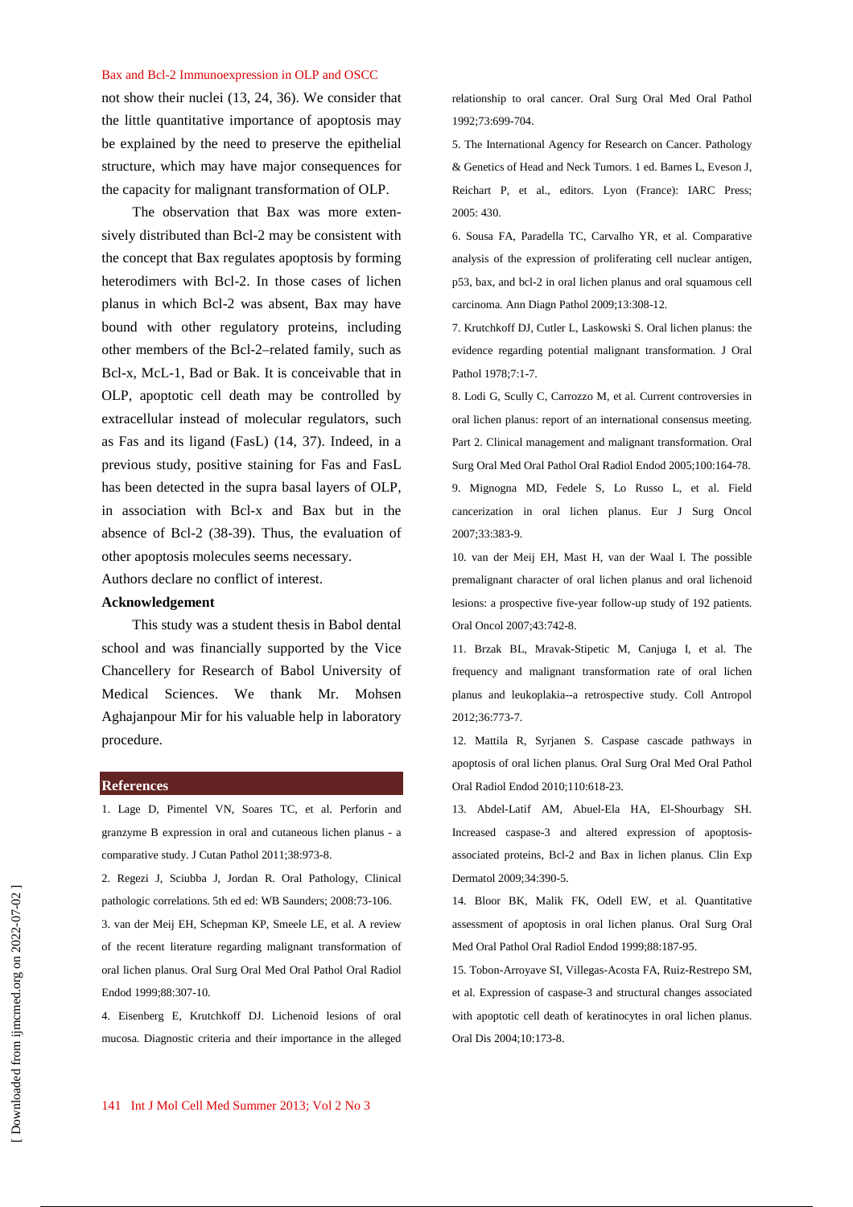not show their nuclei (13, 24, 36). We consider that the little quantitative importance of apoptosis may be explained by the need to preserve the epithelial structure, which may have major consequences for the capacity for malignant transformation of OLP.

The observation that Bax was more extensively distributed than Bcl-2 may be consistent with the concept that Bax regulates apoptosis by forming heterodimers with Bcl-2. In those cases of lichen planus in which Bcl-2 was absent, Bax may have bound with other regulatory proteins, including other members of the Bcl-2–related family, such as Bcl-x, McL-1, Bad or Bak. It is conceivable that in OLP, apoptotic cell death may be controlled by extracellular instead of molecular regulators, such as Fas and its ligand (FasL) (14, 37). Indeed, in a previous study, positive staining for Fas and FasL has been detected in the supra basal layers of OLP, in association with Bcl-x and Bax but in the absence of Bcl-2 (38-39). Thus, the evaluation of other apoptosis molecules seems necessary.

Authors declare no conflict of interest.

## Acknowledgement

This study was a student thesis in Babol dental school and was financially supported by the Vice Chancellery for Research of Babol University of Medical Sciences. We thank Mr. Mohsen Aghajanpour Mir for his valuable help in laboratory procedure.

## References

1. Lage D, Pimentel VN, Soares TC, et al. Perforin and granzyme B expression in oral and cutaneous lichen planus - a comparative study. J Cutan Pathol 2011;38:973-8.
2. Regezi J, Sciubba J, Jordan R. Oral Pathology, Clinical pathologic correlations. 5th ed ed: WB Saunders; 2008:73-106.
3. van der Meij EH, Schepman KP, Smeele LE, et al. A review of the recent literature regarding malignant transformation of oral lichen planus. Oral Surg Oral Med Oral Pathol Oral Radiol Endod 1999;88:307-10.
4. Eisenberg E, Krutchkoff DJ. Lichenoid lesions of oral mucosa. Diagnostic criteria and their importance in the alleged relationship to oral cancer. Oral Surg Oral Med Oral Pathol 1992;73:699-704.
5. The International Agency for Research on Cancer. Pathology & Genetics of Head and Neck Tumors. 1 ed. Barnes L, Eveson J, Reichart P, et al., editors. Lyon (France): IARC Press; 2005: 430.
6. Sousa FA, Paradella TC, Carvalho YR, et al. Comparative analysis of the expression of proliferating cell nuclear antigen, p53, bax, and bcl-2 in oral lichen planus and oral squamous cell carcinoma. Ann Diagn Pathol 2009;13:308-12.
7. Krutchkoff DJ, Cutler L, Laskowski S. Oral lichen planus: the evidence regarding potential malignant transformation. J Oral Pathol 1978;7:1-7.
8. Lodi G, Scully C, Carrozzo M, et al. Current controversies in oral lichen planus: report of an international consensus meeting. Part 2. Clinical management and malignant transformation. Oral Surg Oral Med Oral Pathol Oral Radiol Endod 2005;100:164-78.
9. Mignogna MD, Fedele S, Lo Russo L, et al. Field cancerization in oral lichen planus. Eur J Surg Oncol 2007;33:383-9.
10. van der Meij EH, Mast H, van der Waal I. The possible premalignant character of oral lichen planus and oral lichenoid lesions: a prospective five-year follow-up study of 192 patients. Oral Oncol 2007;43:742-8.
11. Brzak BL, Mravak-Stipetic M, Canjuga I, et al. The frequency and malignant transformation rate of oral lichen planus and leukoplakia--a retrospective study. Coll Antropol 2012;36:773-7.
12. Mattila R, Syrjanen S. Caspase cascade pathways in apoptosis of oral lichen planus. Oral Surg Oral Med Oral Pathol Oral Radiol Endod 2010;110:618-23.
13. Abdel-Latif AM, Abuel-Ela HA, El-Shourbagy SH. Increased caspase-3 and altered expression of apoptosis-associated proteins, Bcl-2 and Bax in lichen planus. Clin Exp Dermatol 2009;34:390-5.
14. Bloor BK, Malik FK, Odell EW, et al. Quantitative assessment of apoptosis in oral lichen planus. Oral Surg Oral Med Oral Pathol Oral Radiol Endod 1999;88:187-95.
15. Tobon-Arroyave SI, Villegas-Acosta FA, Ruiz-Restrepo SM, et al. Expression of caspase-3 and structural changes associated with apoptotic cell death of keratinocytes in oral lichen planus. Oral Dis 2004;10:173-8.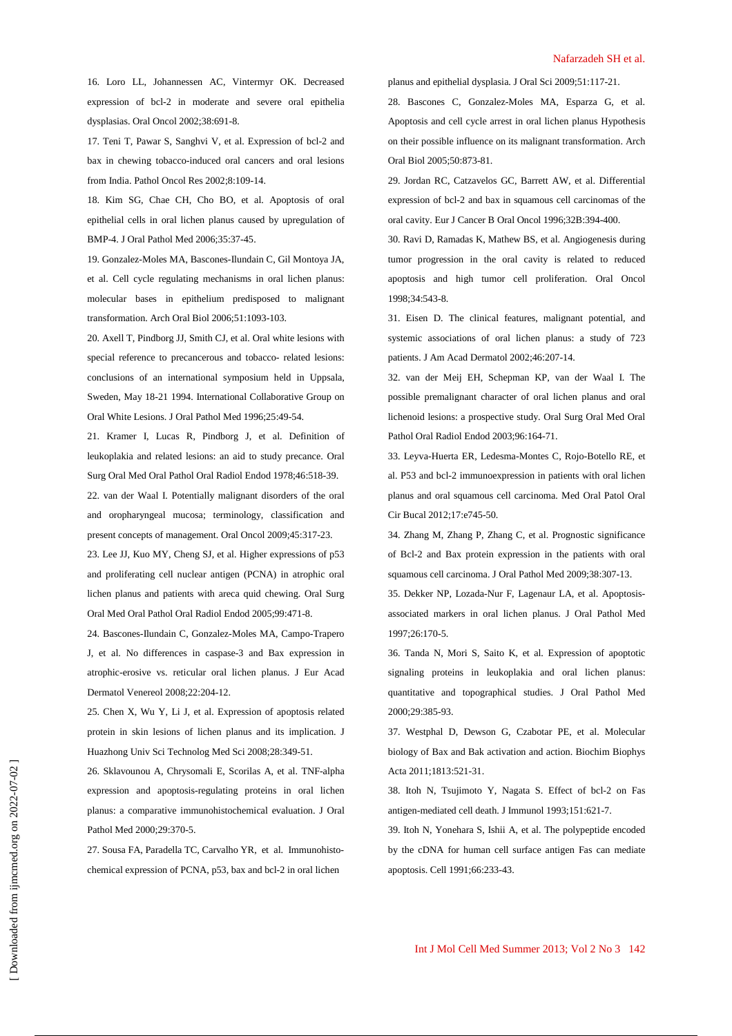16. Loro LL, Johannessen AC, Vintermyr OK. Decreased expression of bcl-2 in moderate and severe oral epithelia dysplasias. Oral Oncol 2002;38:691-8.

17. Teni T, Pawar S, Sanghvi V, et al. Expression of bcl-2 and bax in chewing tobacco-induced oral cancers and oral lesions from India. Pathol Oncol Res 2002;8:109-14.

18. Kim SG, Chae CH, Cho BO, et al. Apoptosis of oral epithelial cells in oral lichen planus caused by upregulation of BMP-4. J Oral Pathol Med 2006;35:37-45.

19. Gonzalez-Moles MA, Bascones-Ilundain C, Gil Montoya JA, et al. Cell cycle regulating mechanisms in oral lichen planus: molecular bases in epithelium predisposed to malignant transformation. Arch Oral Biol 2006;51:1093-103.

20. Axell T, Pindborg JJ, Smith CJ, et al. Oral white lesions with special reference to precancerous and tobacco- related lesions: conclusions of an international symposium held in Uppsala, Sweden, May 18-21 1994. International Collaborative Group on Oral White Lesions. J Oral Pathol Med 1996;25:49-54.

21. Kramer I, Lucas R, Pindborg J, et al. Definition of leukoplakia and related lesions: an aid to study precance. Oral Surg Oral Med Oral Pathol Oral Radiol Endod 1978;46:518-39.

22. van der Waal I. Potentially malignant disorders of the oral and oropharyngeal mucosa; terminology, classification and present concepts of management. Oral Oncol 2009;45:317-23.

23. Lee JJ, Kuo MY, Cheng SJ, et al. Higher expressions of p53 and proliferating cell nuclear antigen (PCNA) in atrophic oral lichen planus and patients with areca quid chewing. Oral Surg Oral Med Oral Pathol Oral Radiol Endod 2005;99:471-8.

24. Bascones-Ilundain C, Gonzalez-Moles MA, Campo-Trapero J, et al. No differences in caspase-3 and Bax expression in atrophic-erosive vs. reticular oral lichen planus. J Eur Acad Dermatol Venereol 2008;22:204-12.

25. Chen X, Wu Y, Li J, et al. Expression of apoptosis related protein in skin lesions of lichen planus and its implication. J Huazhong Univ Sci Technolog Med Sci 2008;28:349-51.

26. Sklavounou A, Chrysomali E, Scorilas A, et al. TNF-alpha expression and apoptosis-regulating proteins in oral lichen planus: a comparative immunohistochemical evaluation. J Oral Pathol Med 2000;29:370-5.

27. Sousa FA, Paradella TC, Carvalho YR, et al. Immunohisto-chemical expression of PCNA, p53, bax and bcl-2 in oral lichen planus and epithelial dysplasia. J Oral Sci 2009;51:117-21.

28. Bascones C, Gonzalez-Moles MA, Esparza G, et al. Apoptosis and cell cycle arrest in oral lichen planus Hypothesis on their possible influence on its malignant transformation. Arch Oral Biol 2005;50:873-81.

29. Jordan RC, Catzavelos GC, Barrett AW, et al. Differential expression of bcl-2 and bax in squamous cell carcinomas of the oral cavity. Eur J Cancer B Oral Oncol 1996;32B:394-400.

30. Ravi D, Ramadas K, Mathew BS, et al. Angiogenesis during tumor progression in the oral cavity is related to reduced apoptosis and high tumor cell proliferation. Oral Oncol 1998;34:543-8.

31. Eisen D. The clinical features, malignant potential, and systemic associations of oral lichen planus: a study of 723 patients. J Am Acad Dermatol 2002;46:207-14.

32. van der Meij EH, Schepman KP, van der Waal I. The possible premalignant character of oral lichen planus and oral lichenoid lesions: a prospective study. Oral Surg Oral Med Oral Pathol Oral Radiol Endod 2003;96:164-71.

33. Leyva-Huerta ER, Ledesma-Montes C, Rojo-Botello RE, et al. P53 and bcl-2 immunoexpression in patients with oral lichen planus and oral squamous cell carcinoma. Med Oral Patol Oral Cir Bucal 2012;17:e745-50.

34. Zhang M, Zhang P, Zhang C, et al. Prognostic significance of Bcl-2 and Bax protein expression in the patients with oral squamous cell carcinoma. J Oral Pathol Med 2009;38:307-13.

35. Dekker NP, Lozada-Nur F, Lagenaur LA, et al. Apoptosis-associated markers in oral lichen planus. J Oral Pathol Med 1997;26:170-5.

36. Tanda N, Mori S, Saito K, et al. Expression of apoptotic signaling proteins in leukoplakia and oral lichen planus: quantitative and topographical studies. J Oral Pathol Med 2000;29:385-93.

37. Westphal D, Dewson G, Czabotar PE, et al. Molecular biology of Bax and Bak activation and action. Biochim Biophys Acta 2011;1813:521-31.

38. Itoh N, Tsujimoto Y, Nagata S. Effect of bcl-2 on Fas antigen-mediated cell death. J Immunol 1993;151:621-7.

39. Itoh N, Yonehara S, Ishii A, et al. The polypeptide encoded by the cDNA for human cell surface antigen Fas can mediate apoptosis. Cell 1991;66:233-43.